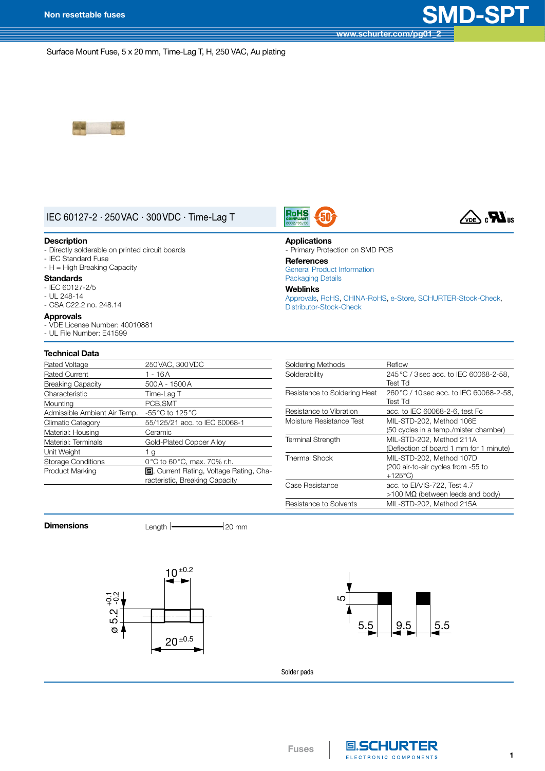# SMD-SPT

Non resettable fuses

www.schurter.com/pg01_2

Surface Mount Fuse, 5 x 20 mm, Time-Lag T, H, 250 VAC, Au plating

## IEC 60127-2 · 250 VAC · 300 VDC · Time-Lag T

### Description
- Directly solderable on printed circuit boards
- IEC Standard Fuse
- H = High Breaking Capacity

### Standards
- IEC 60127-2/5
- UL 248-14
- CSA C22.2 no. 248.14

### Approvals
- VDE License Number: 40010881
- UL File Number: E41599

### Applications
- Primary Protection on SMD PCB

### References
General Product Information
Packaging Details

### Weblinks
Approvals, RoHS, CHINA-RoHS, e-Store, SCHURTER-Stock-Check, Distributor-Stock-Check

### Technical Data

| | |
|---|---|
| Rated Voltage | 250 VAC, 300 VDC |
| Rated Current | 1 - 16 A |
| Breaking Capacity | 500 A - 1500 A |
| Characteristic | Time-Lag T |
| Mounting | PCB,SMT |
| Admissible Ambient Air Temp. | -55 °C to 125 °C |
| Climatic Category | 55/125/21 acc. to IEC 60068-1 |
| Material: Housing | Ceramic |
| Material: Terminals | Gold-Plated Copper Alloy |
| Unit Weight | 1 g |
| Storage Conditions | 0 °C to 60 °C, max. 70% r.h. |
| Product Marking | Logo, Current Rating, Voltage Rating, Characteristic, Breaking Capacity |

| | |
|---|---|
| Soldering Methods | Reflow |
| Solderability | 245 °C / 3 sec acc. to IEC 60068-2-58, Test Td |
| Resistance to Soldering Heat | 260 °C / 10 sec acc. to IEC 60068-2-58, Test Td |
| Resistance to Vibration | acc. to IEC 60068-2-6, test Fc |
| Moisture Resistance Test | MIL-STD-202, Method 106E (50 cycles in a temp./mister chamber) |
| Terminal Strength | MIL-STD-202, Method 211A (Deflection of board 1 mm for 1 minute) |
| Thermal Shock | MIL-STD-202, Method 107D (200 air-to-air cycles from -55 to +125°C) |
| Case Resistance | acc. to EIA/IS-722, Test 4.7 >100 MΩ (between leeds and body) |
| Resistance to Solvents | MIL-STD-202, Method 215A |

### Dimensions

Length 20 mm

10 ±0.2; ø 5.2 +0.1/-0.2; 20 ±0.5

5; 5.5; 9.5; 5.5

Solder pads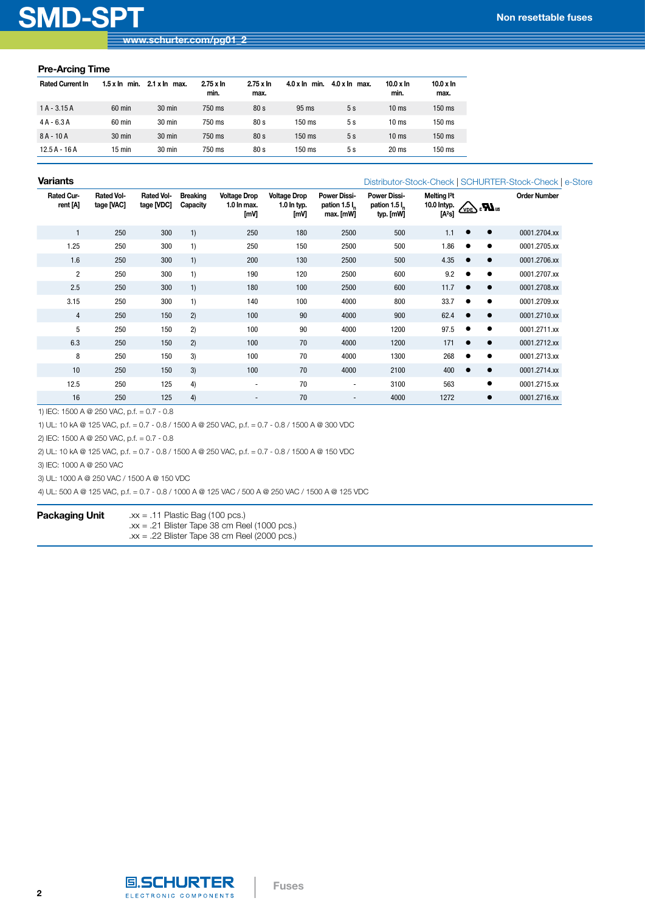## Pre-Arcing Time

| Rated Current In | 1.5 x In min. | 2.1 x In max. | 2.75 x In min. | 2.75 x In max. | 4.0 x In min. | 4.0 x In max. | 10.0 x In min. | 10.0 x In max. |
|---|---|---|---|---|---|---|---|---|
| 1 A - 3.15 A | 60 min | 30 min | 750 ms | 80 s | 95 ms | 5 s | 10 ms | 150 ms |
| 4 A - 6.3 A | 60 min | 30 min | 750 ms | 80 s | 150 ms | 5 s | 10 ms | 150 ms |
| 8 A - 10 A | 30 min | 30 min | 750 ms | 80 s | 150 ms | 5 s | 10 ms | 150 ms |
| 12.5 A - 16 A | 15 min | 30 min | 750 ms | 80 s | 150 ms | 5 s | 20 ms | 150 ms |

## Variants

Distributor-Stock-Check | SCHURTER-Stock-Check | e-Store

| Rated Current [A] | Rated Voltage [VAC] | Rated Voltage [VDC] | Breaking Capacity | Voltage Drop 1.0 In max. [mV] | Voltage Drop 1.0 In typ. [mV] | Power Dissipation 1.5 $I_n$ max. [mW] | Power Dissipation 1.5 $I_n$ typ. [mW] | Melting I²t 10.0 In typ. [A²s] | VDE | cURus | Order Number |
|---|---|---|---|---|---|---|---|---|---|---|---|
| 1 | 250 | 300 | 1) | 250 | 180 | 2500 | 500 | 1.1 | ● | ● | 0001.2704.xx |
| 1.25 | 250 | 300 | 1) | 250 | 150 | 2500 | 500 | 1.86 | ● | ● | 0001.2705.xx |
| 1.6 | 250 | 300 | 1) | 200 | 130 | 2500 | 500 | 4.35 | ● | ● | 0001.2706.xx |
| 2 | 250 | 300 | 1) | 190 | 120 | 2500 | 600 | 9.2 | ● | ● | 0001.2707.xx |
| 2.5 | 250 | 300 | 1) | 180 | 100 | 2500 | 600 | 11.7 | ● | ● | 0001.2708.xx |
| 3.15 | 250 | 300 | 1) | 140 | 100 | 4000 | 800 | 33.7 | ● | ● | 0001.2709.xx |
| 4 | 250 | 150 | 2) | 100 | 90 | 4000 | 900 | 62.4 | ● | ● | 0001.2710.xx |
| 5 | 250 | 150 | 2) | 100 | 90 | 4000 | 1200 | 97.5 | ● | ● | 0001.2711.xx |
| 6.3 | 250 | 150 | 2) | 100 | 70 | 4000 | 1200 | 171 | ● | ● | 0001.2712.xx |
| 8 | 250 | 150 | 3) | 100 | 70 | 4000 | 1300 | 268 | ● | ● | 0001.2713.xx |
| 10 | 250 | 150 | 3) | 100 | 70 | 4000 | 2100 | 400 | ● | ● | 0001.2714.xx |
| 12.5 | 250 | 125 | 4) | - | 70 | - | 3100 | 563 | | ● | 0001.2715.xx |
| 16 | 250 | 125 | 4) | - | 70 | - | 4000 | 1272 | | ● | 0001.2716.xx |

1) IEC: 1500 A @ 250 VAC, p.f. = 0.7 - 0.8

1) UL: 10 kA @ 125 VAC, p.f. = 0.7 - 0.8 / 1500 A @ 250 VAC, p.f. = 0.7 - 0.8 / 1500 A @ 300 VDC

2) IEC: 1500 A @ 250 VAC, p.f. = 0.7 - 0.8

2) UL: 10 kA @ 125 VAC, p.f. = 0.7 - 0.8 / 1500 A @ 250 VAC, p.f. = 0.7 - 0.8 / 1500 A @ 150 VDC

3) IEC: 1000 A @ 250 VAC

3) UL: 1000 A @ 250 VAC / 1500 A @ 150 VDC

4) UL: 500 A @ 125 VAC, p.f. = 0.7 - 0.8 / 1000 A @ 125 VAC / 500 A @ 250 VAC / 1500 A @ 125 VDC

## Packaging Unit

.xx = .11 Plastic Bag (100 pcs.)
.xx = .21 Blister Tape 38 cm Reel (1000 pcs.)
.xx = .22 Blister Tape 38 cm Reel (2000 pcs.)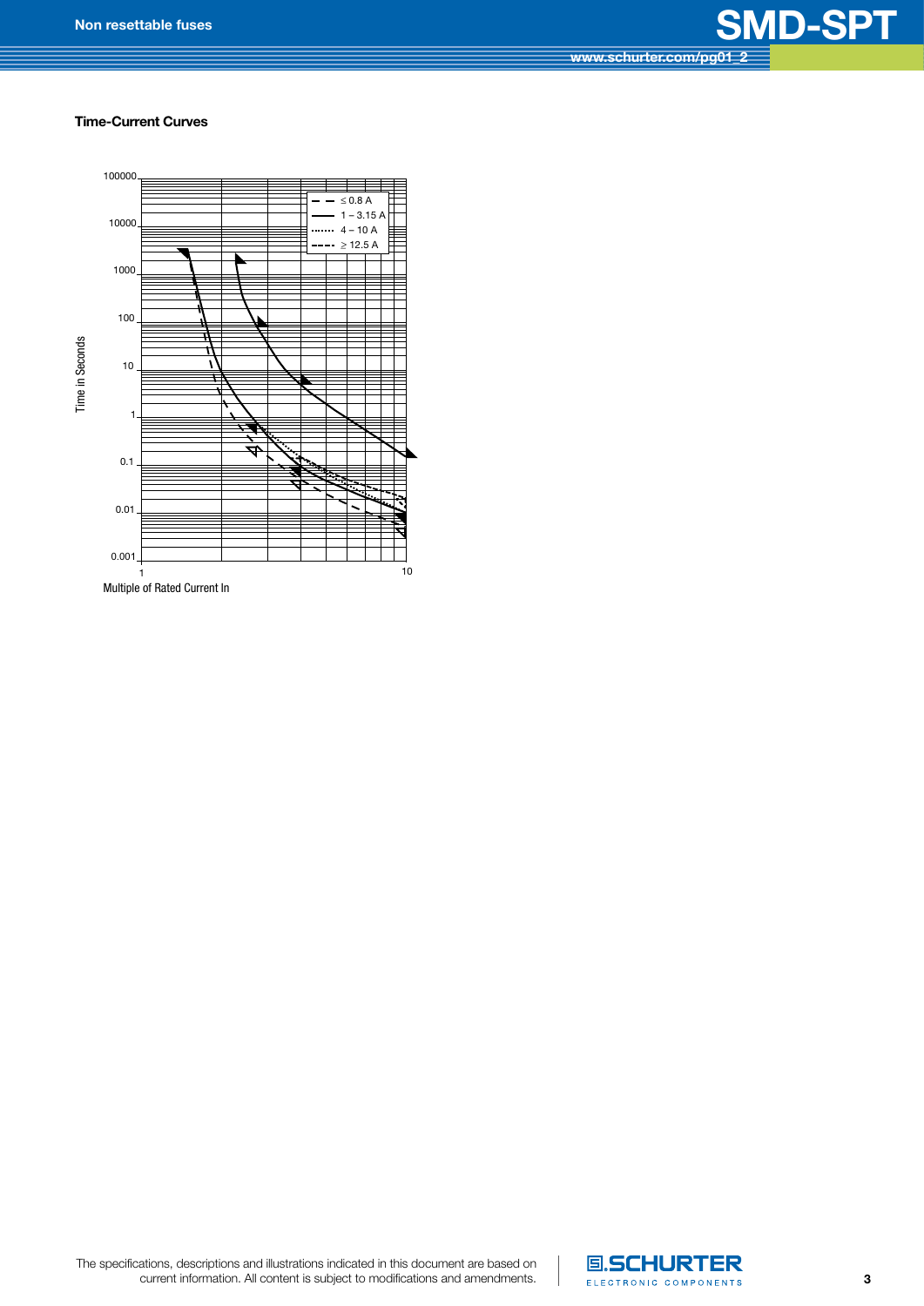## Time-Current Curves

≤ 0.8 A
1 – 3.15 A
4 – 10 A
≥ 12.5 A

100000
10000
1000
100
10
1
0.1
0.01
0.001

Time in Seconds

1
10

Multiple of Rated Current In

The specifications, descriptions and illustrations indicated in this document are based on current information. All content is subject to modifications and amendments.